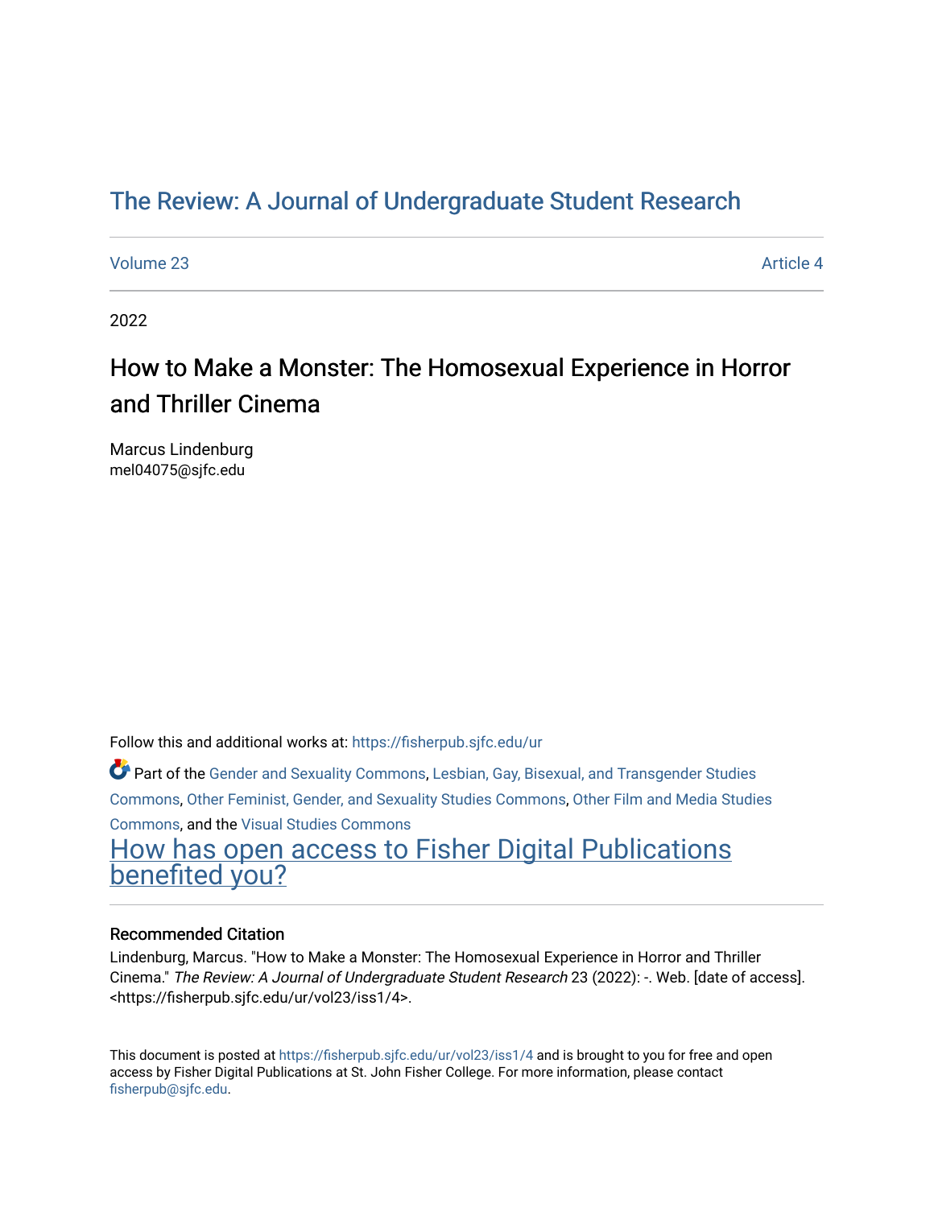# The Review: A Journal of Undergraduate Student Research

Volume 23 | Article 4

2022

## How to Make a Monster: The Homosexual Experience in Horror and Thriller Cinema

Marcus Lindenburg
mel04075@sjfc.edu

Follow this and additional works at: https://fisherpub.sjfc.edu/ur

Part of the Gender and Sexuality Commons, Lesbian, Gay, Bisexual, and Transgender Studies Commons, Other Feminist, Gender, and Sexuality Studies Commons, Other Film and Media Studies Commons, and the Visual Studies Commons

How has open access to Fisher Digital Publications benefited you?

### Recommended Citation

Lindenburg, Marcus. "How to Make a Monster: The Homosexual Experience in Horror and Thriller Cinema." *The Review: A Journal of Undergraduate Student Research* 23 (2022): -. Web. [date of access]. <https://fisherpub.sjfc.edu/ur/vol23/iss1/4>.

This document is posted at https://fisherpub.sjfc.edu/ur/vol23/iss1/4 and is brought to you for free and open access by Fisher Digital Publications at St. John Fisher College. For more information, please contact fisherpub@sjfc.edu.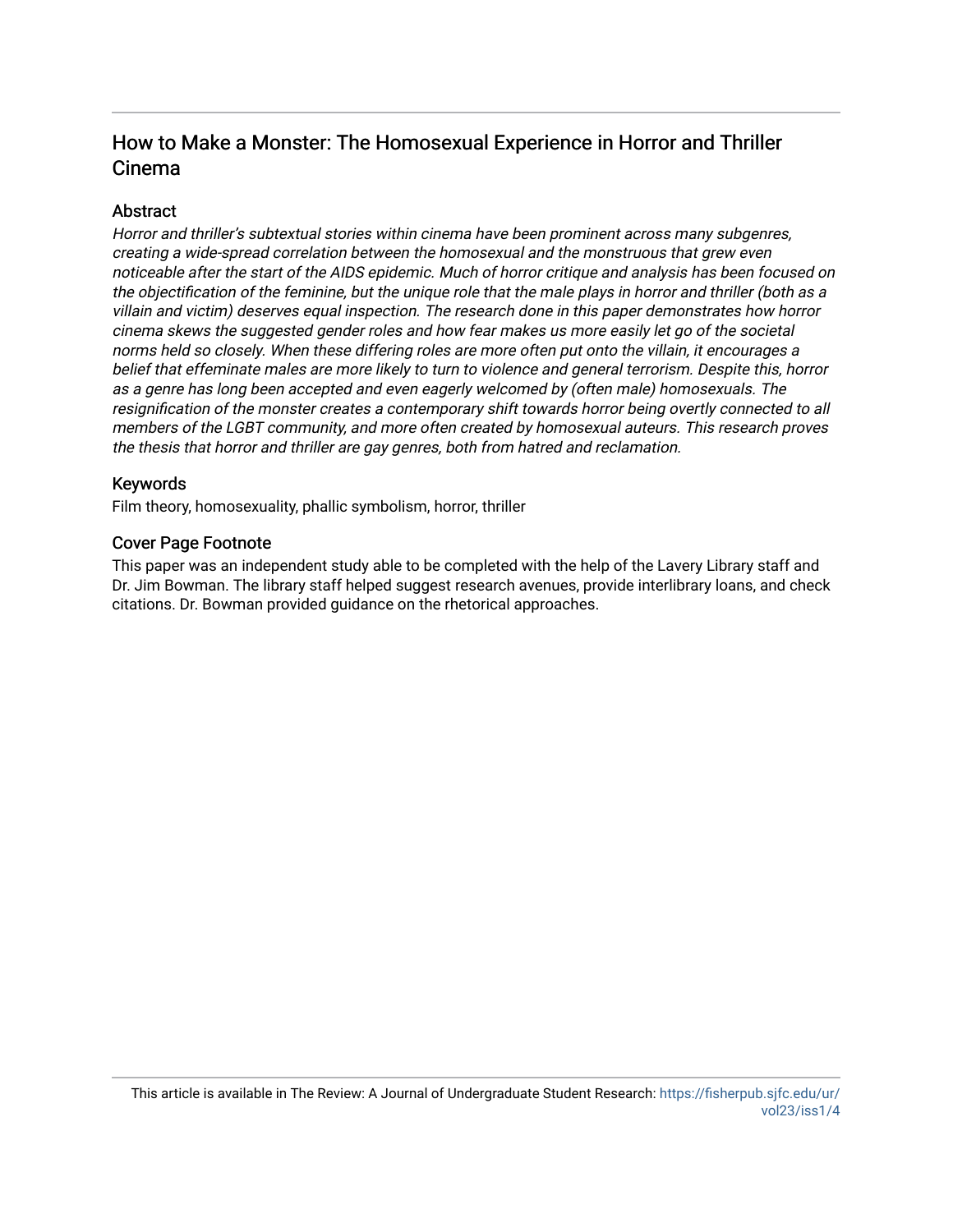# How to Make a Monster: The Homosexual Experience in Horror and Thriller Cinema

## Abstract

*Horror and thriller's subtextual stories within cinema have been prominent across many subgenres, creating a wide-spread correlation between the homosexual and the monstrous that grew even noticeable after the start of the AIDS epidemic. Much of horror critique and analysis has been focused on the objectification of the feminine, but the unique role that the male plays in horror and thriller (both as a villain and victim) deserves equal inspection. The research done in this paper demonstrates how horror cinema skews the suggested gender roles and how fear makes us more easily let go of the societal norms held so closely. When these differing roles are more often put onto the villain, it encourages a belief that effeminate males are more likely to turn to violence and general terrorism. Despite this, horror as a genre has long been accepted and even eagerly welcomed by (often male) homosexuals. The resignification of the monster creates a contemporary shift towards horror being overtly connected to all members of the LGBT community, and more often created by homosexual auteurs. This research proves the thesis that horror and thriller are gay genres, both from hatred and reclamation.*

## Keywords

Film theory, homosexuality, phallic symbolism, horror, thriller

## Cover Page Footnote

This paper was an independent study able to be completed with the help of the Lavery Library staff and Dr. Jim Bowman. The library staff helped suggest research avenues, provide interlibrary loans, and check citations. Dr. Bowman provided guidance on the rhetorical approaches.

This article is available in The Review: A Journal of Undergraduate Student Research: https://fisherpub.sjfc.edu/ur/vol23/iss1/4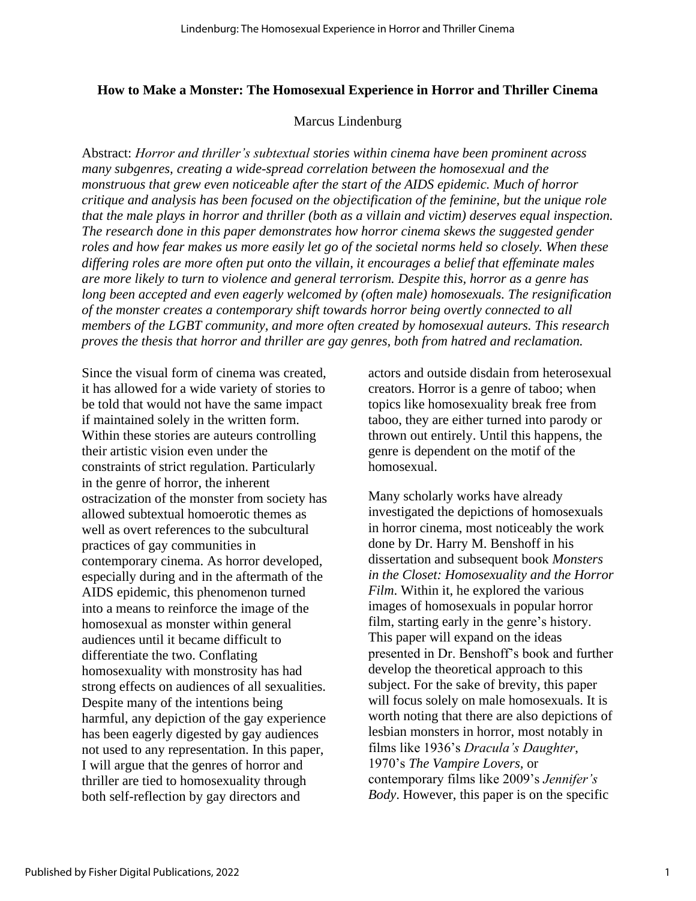**How to Make a Monster: The Homosexual Experience in Horror and Thriller Cinema**

Marcus Lindenburg

Abstract: *Horror and thriller's subtextual stories within cinema have been prominent across many subgenres, creating a wide-spread correlation between the homosexual and the monstrous that grew even noticeable after the start of the AIDS epidemic. Much of horror critique and analysis has been focused on the objectification of the feminine, but the unique role that the male plays in horror and thriller (both as a villain and victim) deserves equal inspection. The research done in this paper demonstrates how horror cinema skews the suggested gender roles and how fear makes us more easily let go of the societal norms held so closely. When these differing roles are more often put onto the villain, it encourages a belief that effeminate males are more likely to turn to violence and general terrorism. Despite this, horror as a genre has long been accepted and even eagerly welcomed by (often male) homosexuals. The resignification of the monster creates a contemporary shift towards horror being overtly connected to all members of the LGBT community, and more often created by homosexual auteurs. This research proves the thesis that horror and thriller are gay genres, both from hatred and reclamation.*

Since the visual form of cinema was created, it has allowed for a wide variety of stories to be told that would not have the same impact if maintained solely in the written form. Within these stories are auteurs controlling their artistic vision even under the constraints of strict regulation. Particularly in the genre of horror, the inherent ostracization of the monster from society has allowed subtextual homoerotic themes as well as overt references to the subcultural practices of gay communities in contemporary cinema. As horror developed, especially during and in the aftermath of the AIDS epidemic, this phenomenon turned into a means to reinforce the image of the homosexual as monster within general audiences until it became difficult to differentiate the two. Conflating homosexuality with monstrosity has had strong effects on audiences of all sexualities. Despite many of the intentions being harmful, any depiction of the gay experience has been eagerly digested by gay audiences not used to any representation. In this paper, I will argue that the genres of horror and thriller are tied to homosexuality through both self-reflection by gay directors and actors and outside disdain from heterosexual creators. Horror is a genre of taboo; when topics like homosexuality break free from taboo, they are either turned into parody or thrown out entirely. Until this happens, the genre is dependent on the motif of the homosexual.

Many scholarly works have already investigated the depictions of homosexuals in horror cinema, most noticeably the work done by Dr. Harry M. Benshoff in his dissertation and subsequent book *Monsters in the Closet: Homosexuality and the Horror Film*. Within it, he explored the various images of homosexuals in popular horror film, starting early in the genre's history. This paper will expand on the ideas presented in Dr. Benshoff's book and further develop the theoretical approach to this subject. For the sake of brevity, this paper will focus solely on male homosexuals. It is worth noting that there are also depictions of lesbian monsters in horror, most notably in films like 1936's *Dracula's Daughter*, 1970's *The Vampire Lovers*, or contemporary films like 2009's *Jennifer's Body*. However, this paper is on the specific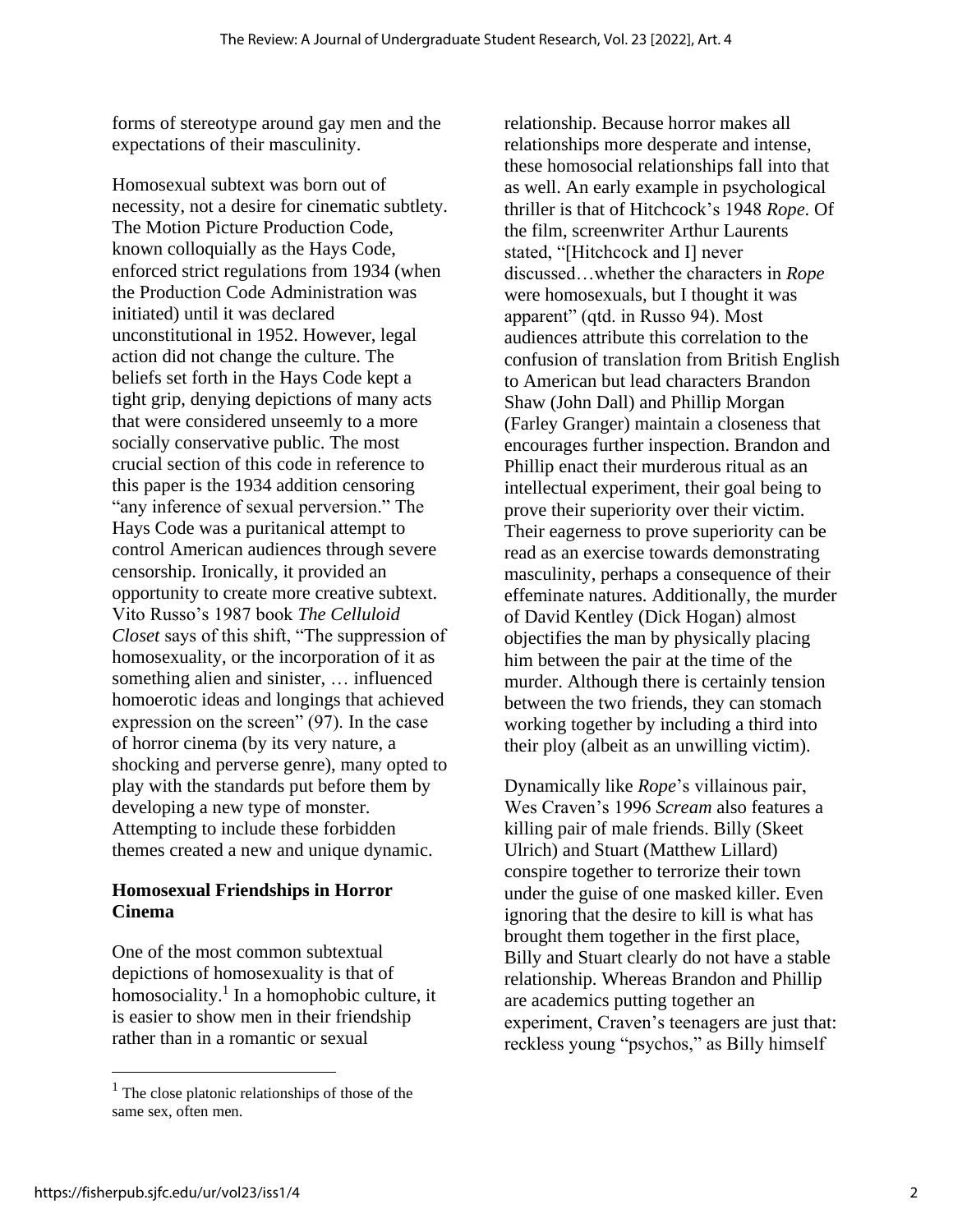forms of stereotype around gay men and the expectations of their masculinity.

Homosexual subtext was born out of necessity, not a desire for cinematic subtlety. The Motion Picture Production Code, known colloquially as the Hays Code, enforced strict regulations from 1934 (when the Production Code Administration was initiated) until it was declared unconstitutional in 1952. However, legal action did not change the culture. The beliefs set forth in the Hays Code kept a tight grip, denying depictions of many acts that were considered unseemly to a more socially conservative public. The most crucial section of this code in reference to this paper is the 1934 addition censoring "any inference of sexual perversion." The Hays Code was a puritanical attempt to control American audiences through severe censorship. Ironically, it provided an opportunity to create more creative subtext. Vito Russo's 1987 book *The Celluloid Closet* says of this shift, "The suppression of homosexuality, or the incorporation of it as something alien and sinister, … influenced homoerotic ideas and longings that achieved expression on the screen" (97). In the case of horror cinema (by its very nature, a shocking and perverse genre), many opted to play with the standards put before them by developing a new type of monster. Attempting to include these forbidden themes created a new and unique dynamic.

## Homosexual Friendships in Horror Cinema

One of the most common subtextual depictions of homosexuality is that of homosociality.[1] In a homophobic culture, it is easier to show men in their friendship rather than in a romantic or sexual relationship. Because horror makes all relationships more desperate and intense, these homosocial relationships fall into that as well. An early example in psychological thriller is that of Hitchcock's 1948 *Rope*. Of the film, screenwriter Arthur Laurents stated, "[Hitchcock and I] never discussed…whether the characters in *Rope* were homosexuals, but I thought it was apparent" (qtd. in Russo 94). Most audiences attribute this correlation to the confusion of translation from British English to American but lead characters Brandon Shaw (John Dall) and Phillip Morgan (Farley Granger) maintain a closeness that encourages further inspection. Brandon and Phillip enact their murderous ritual as an intellectual experiment, their goal being to prove their superiority over their victim. Their eagerness to prove superiority can be read as an exercise towards demonstrating masculinity, perhaps a consequence of their effeminate natures. Additionally, the murder of David Kentley (Dick Hogan) almost objectifies the man by physically placing him between the pair at the time of the murder. Although there is certainly tension between the two friends, they can stomach working together by including a third into their ploy (albeit as an unwilling victim).

Dynamically like *Rope*'s villainous pair, Wes Craven's 1996 *Scream* also features a killing pair of male friends. Billy (Skeet Ulrich) and Stuart (Matthew Lillard) conspire together to terrorize their town under the guise of one masked killer. Even ignoring that the desire to kill is what has brought them together in the first place, Billy and Stuart clearly do not have a stable relationship. Whereas Brandon and Phillip are academics putting together an experiment, Craven's teenagers are just that: reckless young "psychos," as Billy himself

[1] The close platonic relationships of those of the same sex, often men.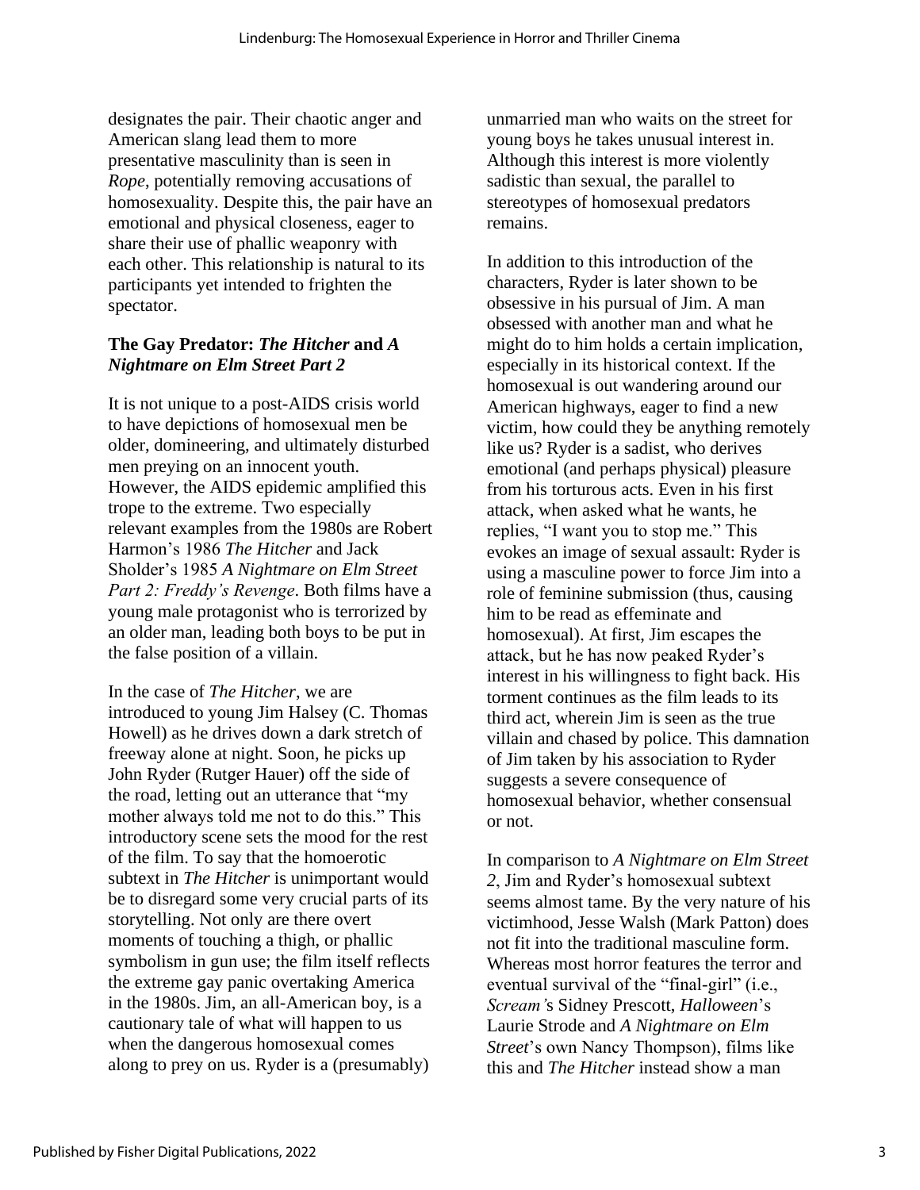designates the pair. Their chaotic anger and American slang lead them to more presentative masculinity than is seen in *Rope*, potentially removing accusations of homosexuality. Despite this, the pair have an emotional and physical closeness, eager to share their use of phallic weaponry with each other. This relationship is natural to its participants yet intended to frighten the spectator.

### The Gay Predator: *The Hitcher* and *A Nightmare on Elm Street Part 2*

It is not unique to a post-AIDS crisis world to have depictions of homosexual men be older, domineering, and ultimately disturbed men preying on an innocent youth. However, the AIDS epidemic amplified this trope to the extreme. Two especially relevant examples from the 1980s are Robert Harmon's 1986 *The Hitcher* and Jack Sholder's 1985 *A Nightmare on Elm Street Part 2: Freddy's Revenge*. Both films have a young male protagonist who is terrorized by an older man, leading both boys to be put in the false position of a villain.

In the case of *The Hitcher*, we are introduced to young Jim Halsey (C. Thomas Howell) as he drives down a dark stretch of freeway alone at night. Soon, he picks up John Ryder (Rutger Hauer) off the side of the road, letting out an utterance that "my mother always told me not to do this." This introductory scene sets the mood for the rest of the film. To say that the homoerotic subtext in *The Hitcher* is unimportant would be to disregard some very crucial parts of its storytelling. Not only are there overt moments of touching a thigh, or phallic symbolism in gun use; the film itself reflects the extreme gay panic overtaking America in the 1980s. Jim, an all-American boy, is a cautionary tale of what will happen to us when the dangerous homosexual comes along to prey on us. Ryder is a (presumably) unmarried man who waits on the street for young boys he takes unusual interest in. Although this interest is more violently sadistic than sexual, the parallel to stereotypes of homosexual predators remains.

In addition to this introduction of the characters, Ryder is later shown to be obsessive in his pursual of Jim. A man obsessed with another man and what he might do to him holds a certain implication, especially in its historical context. If the homosexual is out wandering around our American highways, eager to find a new victim, how could they be anything remotely like us? Ryder is a sadist, who derives emotional (and perhaps physical) pleasure from his torturous acts. Even in his first attack, when asked what he wants, he replies, "I want you to stop me." This evokes an image of sexual assault: Ryder is using a masculine power to force Jim into a role of feminine submission (thus, causing him to be read as effeminate and homosexual). At first, Jim escapes the attack, but he has now peaked Ryder's interest in his willingness to fight back. His torment continues as the film leads to its third act, wherein Jim is seen as the true villain and chased by police. This damnation of Jim taken by his association to Ryder suggests a severe consequence of homosexual behavior, whether consensual or not.

In comparison to *A Nightmare on Elm Street 2*, Jim and Ryder's homosexual subtext seems almost tame. By the very nature of his victimhood, Jesse Walsh (Mark Patton) does not fit into the traditional masculine form. Whereas most horror features the terror and eventual survival of the "final-girl" (i.e., *Scream'*s Sidney Prescott, *Halloween*'s Laurie Strode and *A Nightmare on Elm Street*'s own Nancy Thompson), films like this and *The Hitcher* instead show a man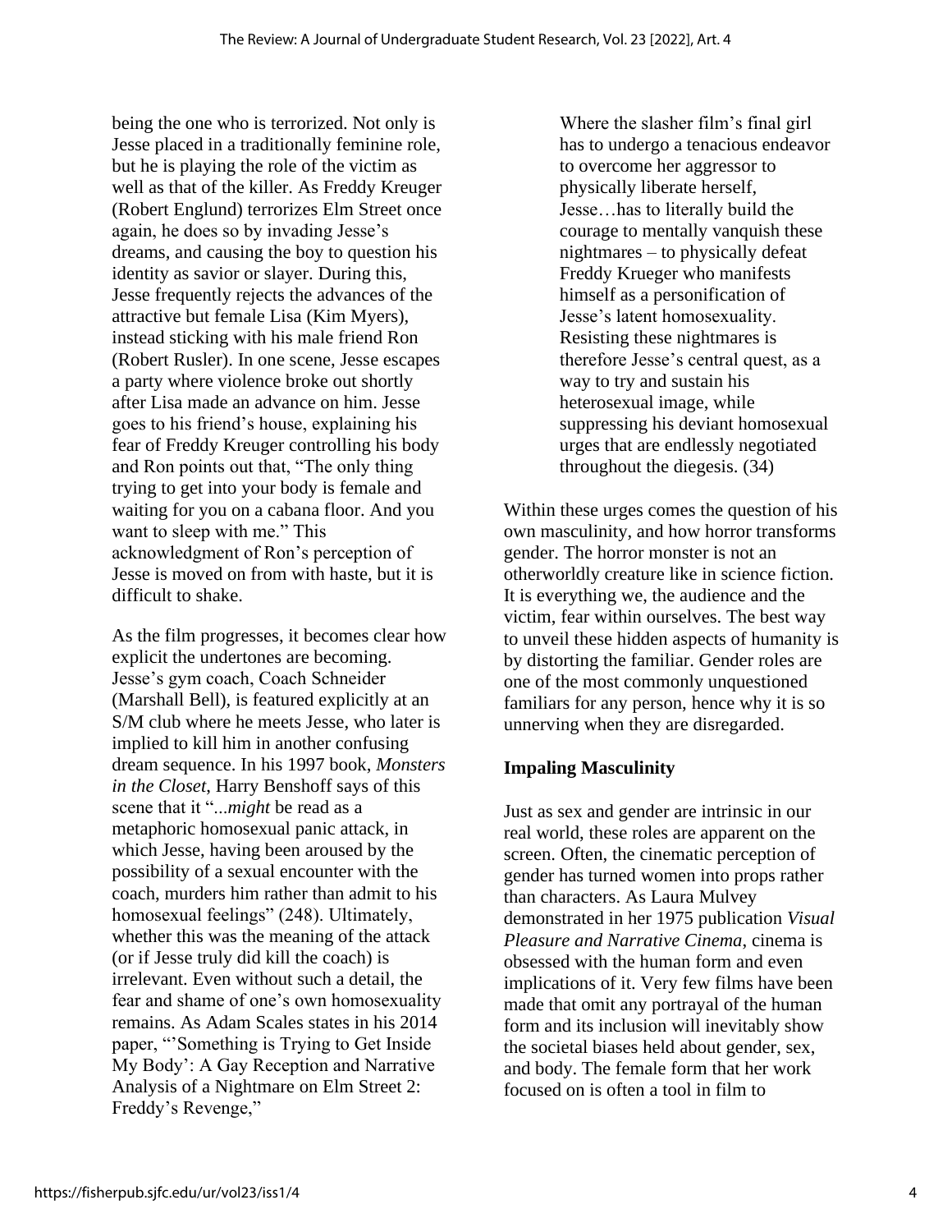being the one who is terrorized. Not only is Jesse placed in a traditionally feminine role, but he is playing the role of the victim as well as that of the killer. As Freddy Kreuger (Robert Englund) terrorizes Elm Street once again, he does so by invading Jesse's dreams, and causing the boy to question his identity as savior or slayer. During this, Jesse frequently rejects the advances of the attractive but female Lisa (Kim Myers), instead sticking with his male friend Ron (Robert Rusler). In one scene, Jesse escapes a party where violence broke out shortly after Lisa made an advance on him. Jesse goes to his friend's house, explaining his fear of Freddy Kreuger controlling his body and Ron points out that, "The only thing trying to get into your body is female and waiting for you on a cabana floor. And you want to sleep with me." This acknowledgment of Ron's perception of Jesse is moved on from with haste, but it is difficult to shake.

As the film progresses, it becomes clear how explicit the undertones are becoming. Jesse's gym coach, Coach Schneider (Marshall Bell), is featured explicitly at an S/M club where he meets Jesse, who later is implied to kill him in another confusing dream sequence. In his 1997 book, *Monsters in the Closet*, Harry Benshoff says of this scene that it "...*might* be read as a metaphoric homosexual panic attack, in which Jesse, having been aroused by the possibility of a sexual encounter with the coach, murders him rather than admit to his homosexual feelings" (248). Ultimately, whether this was the meaning of the attack (or if Jesse truly did kill the coach) is irrelevant. Even without such a detail, the fear and shame of one's own homosexuality remains. As Adam Scales states in his 2014 paper, "'Something is Trying to Get Inside My Body': A Gay Reception and Narrative Analysis of a Nightmare on Elm Street 2: Freddy's Revenge,"

> Where the slasher film's final girl has to undergo a tenacious endeavor to overcome her aggressor to physically liberate herself, Jesse…has to literally build the courage to mentally vanquish these nightmares – to physically defeat Freddy Krueger who manifests himself as a personification of Jesse's latent homosexuality. Resisting these nightmares is therefore Jesse's central quest, as a way to try and sustain his heterosexual image, while suppressing his deviant homosexual urges that are endlessly negotiated throughout the diegesis. (34)

Within these urges comes the question of his own masculinity, and how horror transforms gender. The horror monster is not an otherworldly creature like in science fiction. It is everything we, the audience and the victim, fear within ourselves. The best way to unveil these hidden aspects of humanity is by distorting the familiar. Gender roles are one of the most commonly unquestioned familiars for any person, hence why it is so unnerving when they are disregarded.

## Impaling Masculinity

Just as sex and gender are intrinsic in our real world, these roles are apparent on the screen. Often, the cinematic perception of gender has turned women into props rather than characters. As Laura Mulvey demonstrated in her 1975 publication *Visual Pleasure and Narrative Cinema*, cinema is obsessed with the human form and even implications of it. Very few films have been made that omit any portrayal of the human form and its inclusion will inevitably show the societal biases held about gender, sex, and body. The female form that her work focused on is often a tool in film to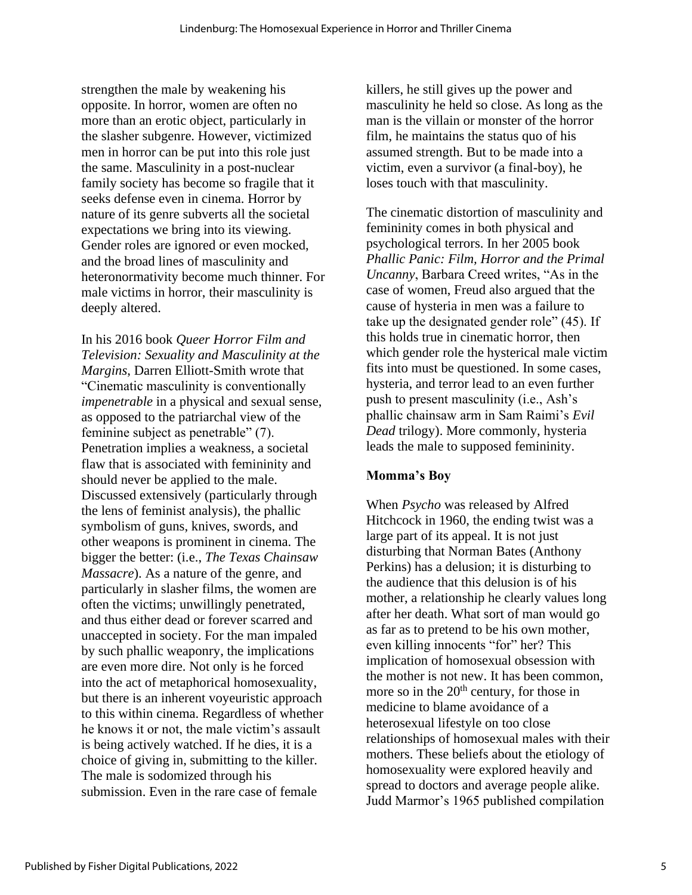strengthen the male by weakening his opposite. In horror, women are often no more than an erotic object, particularly in the slasher subgenre. However, victimized men in horror can be put into this role just the same. Masculinity in a post-nuclear family society has become so fragile that it seeks defense even in cinema. Horror by nature of its genre subverts all the societal expectations we bring into its viewing. Gender roles are ignored or even mocked, and the broad lines of masculinity and heteronormativity become much thinner. For male victims in horror, their masculinity is deeply altered.

In his 2016 book *Queer Horror Film and Television: Sexuality and Masculinity at the Margins*, Darren Elliott-Smith wrote that "Cinematic masculinity is conventionally *impenetrable* in a physical and sexual sense, as opposed to the patriarchal view of the feminine subject as penetrable" (7). Penetration implies a weakness, a societal flaw that is associated with femininity and should never be applied to the male. Discussed extensively (particularly through the lens of feminist analysis), the phallic symbolism of guns, knives, swords, and other weapons is prominent in cinema. The bigger the better: (i.e., *The Texas Chainsaw Massacre*). As a nature of the genre, and particularly in slasher films, the women are often the victims; unwillingly penetrated, and thus either dead or forever scarred and unaccepted in society. For the man impaled by such phallic weaponry, the implications are even more dire. Not only is he forced into the act of metaphorical homosexuality, but there is an inherent voyeuristic approach to this within cinema. Regardless of whether he knows it or not, the male victim's assault is being actively watched. If he dies, it is a choice of giving in, submitting to the killer. The male is sodomized through his submission. Even in the rare case of female killers, he still gives up the power and masculinity he held so close. As long as the man is the villain or monster of the horror film, he maintains the status quo of his assumed strength. But to be made into a victim, even a survivor (a final-boy), he loses touch with that masculinity.

The cinematic distortion of masculinity and femininity comes in both physical and psychological terrors. In her 2005 book *Phallic Panic: Film, Horror and the Primal Uncanny*, Barbara Creed writes, "As in the case of women, Freud also argued that the cause of hysteria in men was a failure to take up the designated gender role" (45). If this holds true in cinematic horror, then which gender role the hysterical male victim fits into must be questioned. In some cases, hysteria, and terror lead to an even further push to present masculinity (i.e., Ash's phallic chainsaw arm in Sam Raimi's *Evil Dead* trilogy). More commonly, hysteria leads the male to supposed femininity.

**Momma's Boy**

When *Psycho* was released by Alfred Hitchcock in 1960, the ending twist was a large part of its appeal. It is not just disturbing that Norman Bates (Anthony Perkins) has a delusion; it is disturbing to the audience that this delusion is of his mother, a relationship he clearly values long after her death. What sort of man would go as far as to pretend to be his own mother, even killing innocents "for" her? This implication of homosexual obsession with the mother is not new. It has been common, more so in the 20th century, for those in medicine to blame avoidance of a heterosexual lifestyle on too close relationships of homosexual males with their mothers. These beliefs about the etiology of homosexuality were explored heavily and spread to doctors and average people alike. Judd Marmor's 1965 published compilation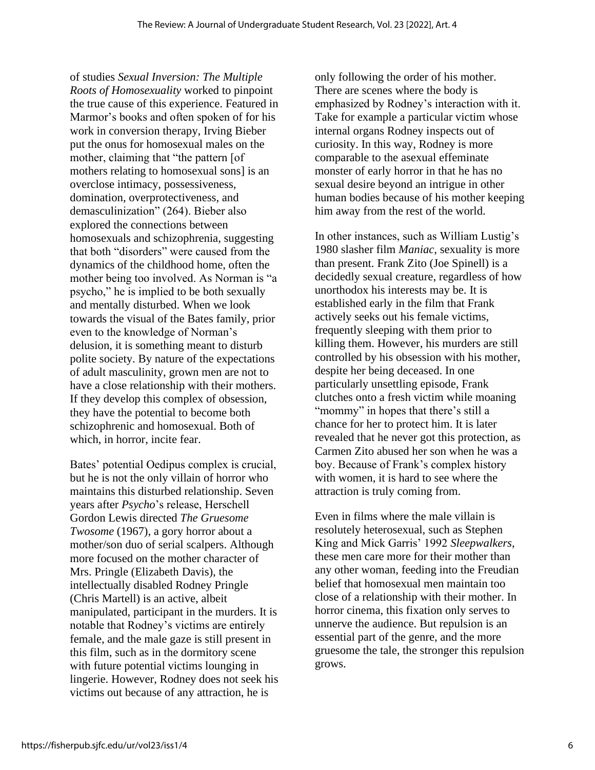of studies *Sexual Inversion: The Multiple Roots of Homosexuality* worked to pinpoint the true cause of this experience. Featured in Marmor's books and often spoken of for his work in conversion therapy, Irving Bieber put the onus for homosexual males on the mother, claiming that "the pattern [of mothers relating to homosexual sons] is an overclose intimacy, possessiveness, domination, overprotectiveness, and demasculinization" (264). Bieber also explored the connections between homosexuals and schizophrenia, suggesting that both "disorders" were caused from the dynamics of the childhood home, often the mother being too involved. As Norman is "a psycho," he is implied to be both sexually and mentally disturbed. When we look towards the visual of the Bates family, prior even to the knowledge of Norman's delusion, it is something meant to disturb polite society. By nature of the expectations of adult masculinity, grown men are not to have a close relationship with their mothers. If they develop this complex of obsession, they have the potential to become both schizophrenic and homosexual. Both of which, in horror, incite fear.

Bates' potential Oedipus complex is crucial, but he is not the only villain of horror who maintains this disturbed relationship. Seven years after *Psycho*'s release, Herschell Gordon Lewis directed *The Gruesome Twosome* (1967), a gory horror about a mother/son duo of serial scalpers. Although more focused on the mother character of Mrs. Pringle (Elizabeth Davis), the intellectually disabled Rodney Pringle (Chris Martell) is an active, albeit manipulated, participant in the murders. It is notable that Rodney's victims are entirely female, and the male gaze is still present in this film, such as in the dormitory scene with future potential victims lounging in lingerie. However, Rodney does not seek his victims out because of any attraction, he is only following the order of his mother. There are scenes where the body is emphasized by Rodney's interaction with it. Take for example a particular victim whose internal organs Rodney inspects out of curiosity. In this way, Rodney is more comparable to the asexual effeminate monster of early horror in that he has no sexual desire beyond an intrigue in other human bodies because of his mother keeping him away from the rest of the world.

In other instances, such as William Lustig's 1980 slasher film *Maniac*, sexuality is more than present. Frank Zito (Joe Spinell) is a decidedly sexual creature, regardless of how unorthodox his interests may be. It is established early in the film that Frank actively seeks out his female victims, frequently sleeping with them prior to killing them. However, his murders are still controlled by his obsession with his mother, despite her being deceased. In one particularly unsettling episode, Frank clutches onto a fresh victim while moaning "mommy" in hopes that there's still a chance for her to protect him. It is later revealed that he never got this protection, as Carmen Zito abused her son when he was a boy. Because of Frank's complex history with women, it is hard to see where the attraction is truly coming from.

Even in films where the male villain is resolutely heterosexual, such as Stephen King and Mick Garris' 1992 *Sleepwalkers*, these men care more for their mother than any other woman, feeding into the Freudian belief that homosexual men maintain too close of a relationship with their mother. In horror cinema, this fixation only serves to unnerve the audience. But repulsion is an essential part of the genre, and the more gruesome the tale, the stronger this repulsion grows.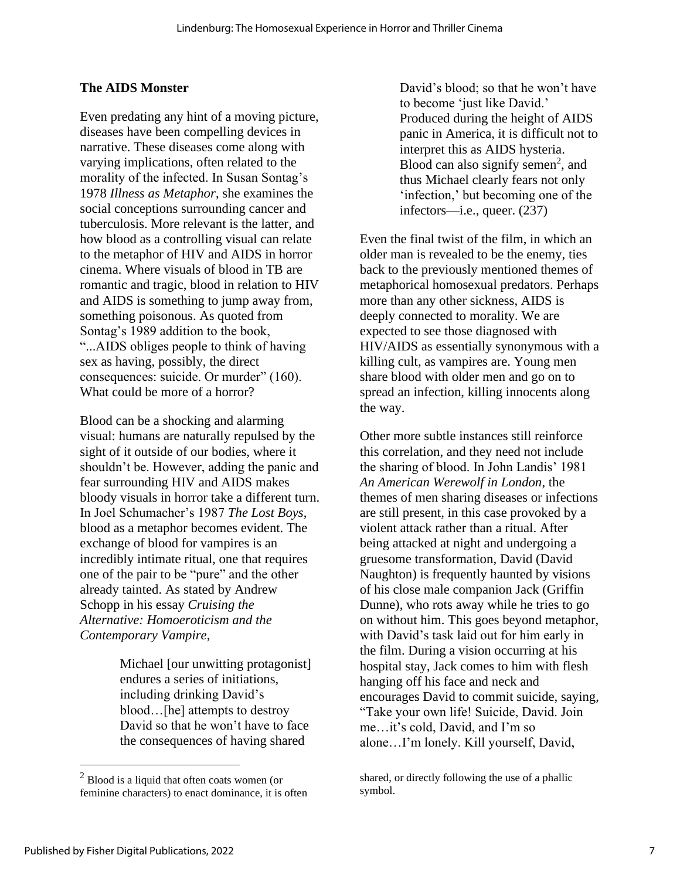## The AIDS Monster

Even predating any hint of a moving picture, diseases have been compelling devices in narrative. These diseases come along with varying implications, often related to the morality of the infected. In Susan Sontag's 1978 *Illness as Metaphor*, she examines the social conceptions surrounding cancer and tuberculosis. More relevant is the latter, and how blood as a controlling visual can relate to the metaphor of HIV and AIDS in horror cinema. Where visuals of blood in TB are romantic and tragic, blood in relation to HIV and AIDS is something to jump away from, something poisonous. As quoted from Sontag's 1989 addition to the book, "...AIDS obliges people to think of having sex as having, possibly, the direct consequences: suicide. Or murder" (160). What could be more of a horror?

Blood can be a shocking and alarming visual: humans are naturally repulsed by the sight of it outside of our bodies, where it shouldn't be. However, adding the panic and fear surrounding HIV and AIDS makes bloody visuals in horror take a different turn. In Joel Schumacher's 1987 *The Lost Boys*, blood as a metaphor becomes evident. The exchange of blood for vampires is an incredibly intimate ritual, one that requires one of the pair to be "pure" and the other already tainted. As stated by Andrew Schopp in his essay *Cruising the Alternative: Homoeroticism and the Contemporary Vampire*,

> Michael [our unwitting protagonist] endures a series of initiations, including drinking David's blood…[he] attempts to destroy David so that he won't have to face the consequences of having shared David's blood; so that he won't have to become 'just like David.' Produced during the height of AIDS panic in America, it is difficult not to interpret this as AIDS hysteria. Blood can also signify semen[2], and thus Michael clearly fears not only 'infection,' but becoming one of the infectors—i.e., queer. (237)

Even the final twist of the film, in which an older man is revealed to be the enemy, ties back to the previously mentioned themes of metaphorical homosexual predators. Perhaps more than any other sickness, AIDS is deeply connected to morality. We are expected to see those diagnosed with HIV/AIDS as essentially synonymous with a killing cult, as vampires are. Young men share blood with older men and go on to spread an infection, killing innocents along the way.

Other more subtle instances still reinforce this correlation, and they need not include the sharing of blood. In John Landis' 1981 *An American Werewolf in London*, the themes of men sharing diseases or infections are still present, in this case provoked by a violent attack rather than a ritual. After being attacked at night and undergoing a gruesome transformation, David (David Naughton) is frequently haunted by visions of his close male companion Jack (Griffin Dunne), who rots away while he tries to go on without him. This goes beyond metaphor, with David's task laid out for him early in the film. During a vision occurring at his hospital stay, Jack comes to him with flesh hanging off his face and neck and encourages David to commit suicide, saying, "Take your own life! Suicide, David. Join me…it's cold, David, and I'm so alone…I'm lonely. Kill yourself, David,

[2] Blood is a liquid that often coats women (or feminine characters) to enact dominance, it is often shared, or directly following the use of a phallic symbol.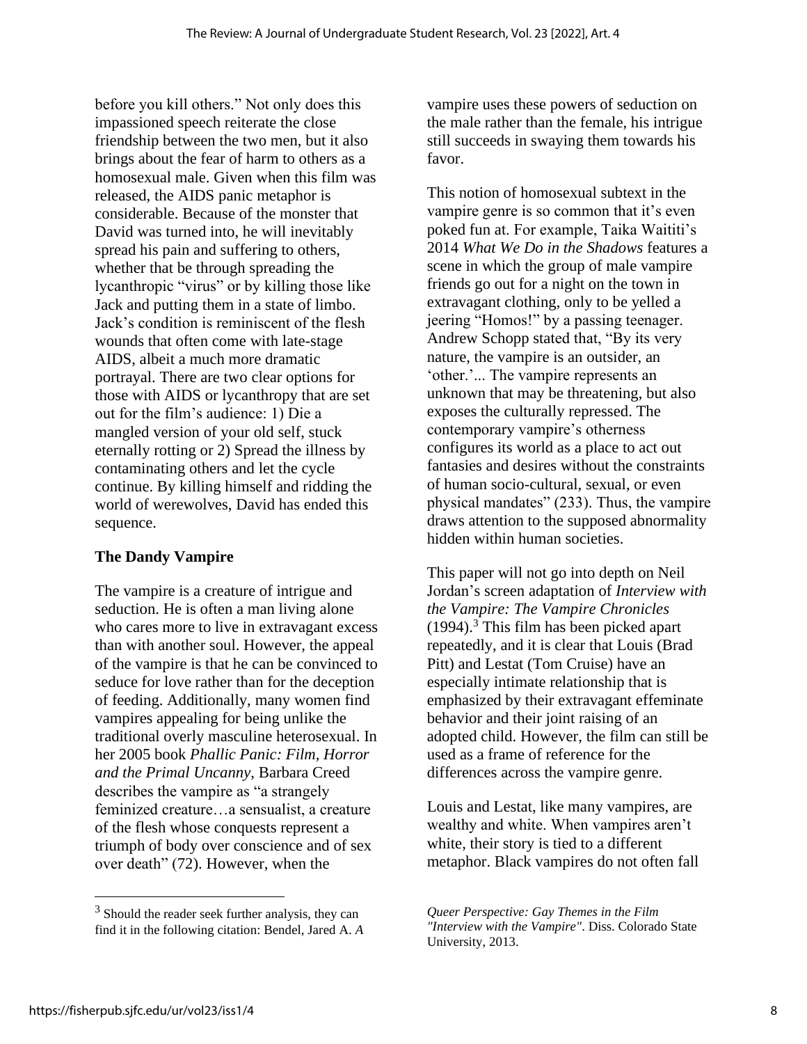before you kill others." Not only does this impassioned speech reiterate the close friendship between the two men, but it also brings about the fear of harm to others as a homosexual male. Given when this film was released, the AIDS panic metaphor is considerable. Because of the monster that David was turned into, he will inevitably spread his pain and suffering to others, whether that be through spreading the lycanthropic "virus" or by killing those like Jack and putting them in a state of limbo. Jack's condition is reminiscent of the flesh wounds that often come with late-stage AIDS, albeit a much more dramatic portrayal. There are two clear options for those with AIDS or lycanthropy that are set out for the film's audience: 1) Die a mangled version of your old self, stuck eternally rotting or 2) Spread the illness by contaminating others and let the cycle continue. By killing himself and ridding the world of werewolves, David has ended this sequence.

**The Dandy Vampire**

The vampire is a creature of intrigue and seduction. He is often a man living alone who cares more to live in extravagant excess than with another soul. However, the appeal of the vampire is that he can be convinced to seduce for love rather than for the deception of feeding. Additionally, many women find vampires appealing for being unlike the traditional overly masculine heterosexual. In her 2005 book *Phallic Panic: Film, Horror and the Primal Uncanny*, Barbara Creed describes the vampire as "a strangely feminized creature…a sensualist, a creature of the flesh whose conquests represent a triumph of body over conscience and of sex over death" (72). However, when the vampire uses these powers of seduction on the male rather than the female, his intrigue still succeeds in swaying them towards his favor.

This notion of homosexual subtext in the vampire genre is so common that it's even poked fun at. For example, Taika Waititi's 2014 *What We Do in the Shadows* features a scene in which the group of male vampire friends go out for a night on the town in extravagant clothing, only to be yelled a jeering "Homos!" by a passing teenager. Andrew Schopp stated that, "By its very nature, the vampire is an outsider, an 'other.'... The vampire represents an unknown that may be threatening, but also exposes the culturally repressed. The contemporary vampire's otherness configures its world as a place to act out fantasies and desires without the constraints of human socio-cultural, sexual, or even physical mandates" (233). Thus, the vampire draws attention to the supposed abnormality hidden within human societies.

This paper will not go into depth on Neil Jordan's screen adaptation of *Interview with the Vampire: The Vampire Chronicles* (1994).[3] This film has been picked apart repeatedly, and it is clear that Louis (Brad Pitt) and Lestat (Tom Cruise) have an especially intimate relationship that is emphasized by their extravagant effeminate behavior and their joint raising of an adopted child. However, the film can still be used as a frame of reference for the differences across the vampire genre.

Louis and Lestat, like many vampires, are wealthy and white. When vampires aren't white, their story is tied to a different metaphor. Black vampires do not often fall

[3] Should the reader seek further analysis, they can find it in the following citation: Bendel, Jared A. *A Queer Perspective: Gay Themes in the Film "Interview with the Vampire"*. Diss. Colorado State University, 2013.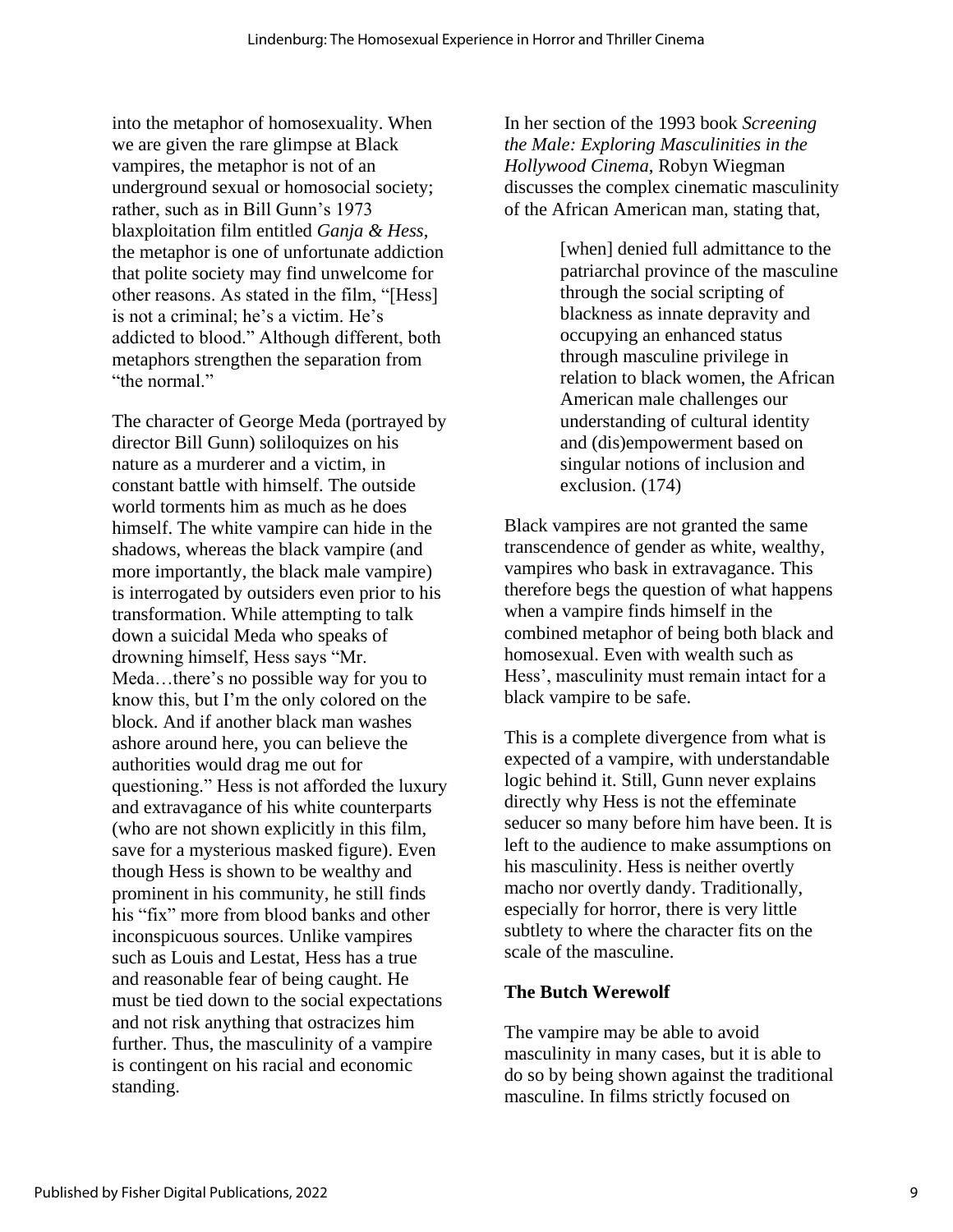into the metaphor of homosexuality. When we are given the rare glimpse at Black vampires, the metaphor is not of an underground sexual or homosocial society; rather, such as in Bill Gunn's 1973 blaxploitation film entitled *Ganja & Hess*, the metaphor is one of unfortunate addiction that polite society may find unwelcome for other reasons. As stated in the film, "[Hess] is not a criminal; he's a victim. He's addicted to blood." Although different, both metaphors strengthen the separation from "the normal."

The character of George Meda (portrayed by director Bill Gunn) soliloquizes on his nature as a murderer and a victim, in constant battle with himself. The outside world torments him as much as he does himself. The white vampire can hide in the shadows, whereas the black vampire (and more importantly, the black male vampire) is interrogated by outsiders even prior to his transformation. While attempting to talk down a suicidal Meda who speaks of drowning himself, Hess says "Mr. Meda…there's no possible way for you to know this, but I'm the only colored on the block. And if another black man washes ashore around here, you can believe the authorities would drag me out for questioning." Hess is not afforded the luxury and extravagance of his white counterparts (who are not shown explicitly in this film, save for a mysterious masked figure). Even though Hess is shown to be wealthy and prominent in his community, he still finds his "fix" more from blood banks and other inconspicuous sources. Unlike vampires such as Louis and Lestat, Hess has a true and reasonable fear of being caught. He must be tied down to the social expectations and not risk anything that ostracizes him further. Thus, the masculinity of a vampire is contingent on his racial and economic standing.

In her section of the 1993 book *Screening the Male: Exploring Masculinities in the Hollywood Cinema*, Robyn Wiegman discusses the complex cinematic masculinity of the African American man, stating that,

> [when] denied full admittance to the patriarchal province of the masculine through the social scripting of blackness as innate depravity and occupying an enhanced status through masculine privilege in relation to black women, the African American male challenges our understanding of cultural identity and (dis)empowerment based on singular notions of inclusion and exclusion. (174)

Black vampires are not granted the same transcendence of gender as white, wealthy, vampires who bask in extravagance. This therefore begs the question of what happens when a vampire finds himself in the combined metaphor of being both black and homosexual. Even with wealth such as Hess', masculinity must remain intact for a black vampire to be safe.

This is a complete divergence from what is expected of a vampire, with understandable logic behind it. Still, Gunn never explains directly why Hess is not the effeminate seducer so many before him have been. It is left to the audience to make assumptions on his masculinity. Hess is neither overtly macho nor overtly dandy. Traditionally, especially for horror, there is very little subtlety to where the character fits on the scale of the masculine.

## The Butch Werewolf

The vampire may be able to avoid masculinity in many cases, but it is able to do so by being shown against the traditional masculine. In films strictly focused on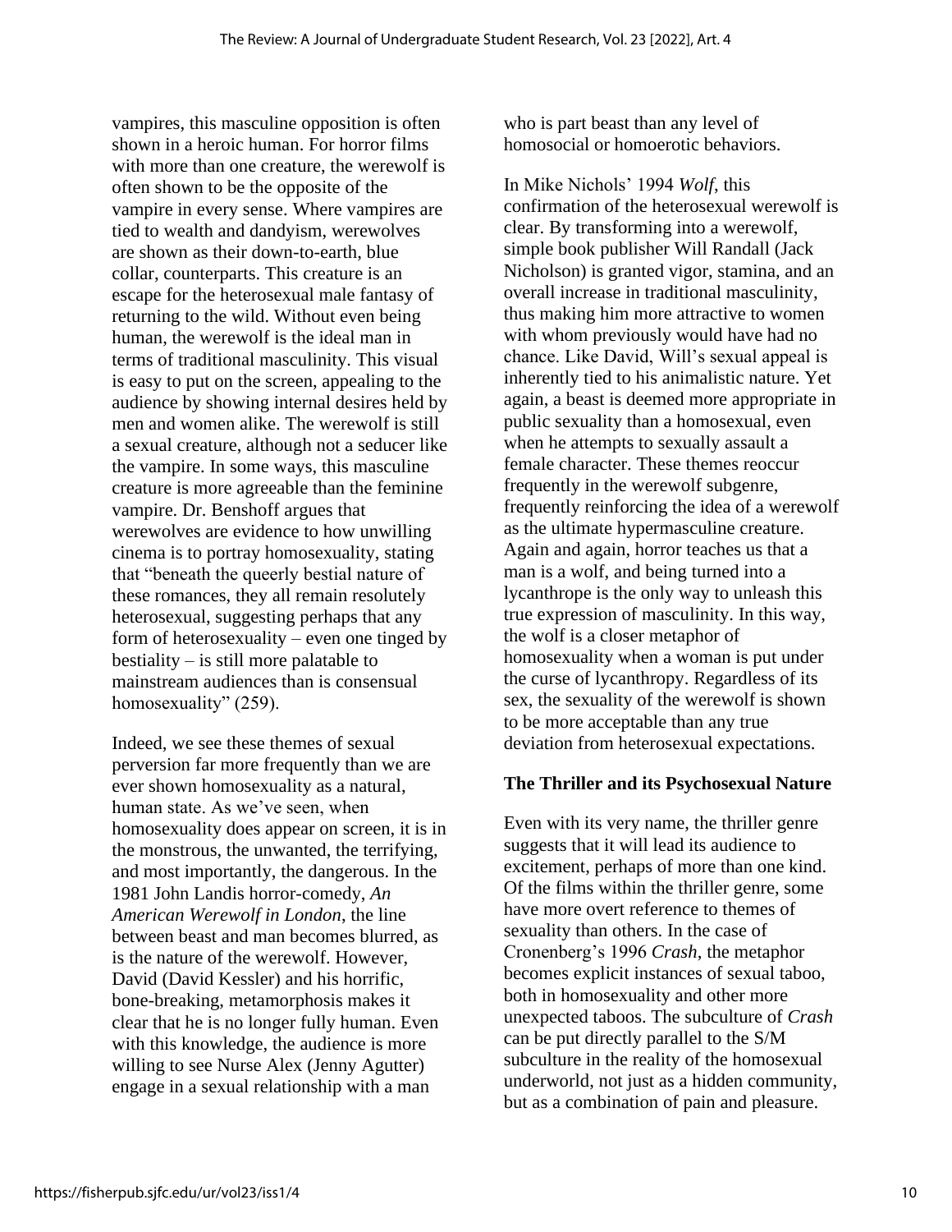vampires, this masculine opposition is often shown in a heroic human. For horror films with more than one creature, the werewolf is often shown to be the opposite of the vampire in every sense. Where vampires are tied to wealth and dandyism, werewolves are shown as their down-to-earth, blue collar, counterparts. This creature is an escape for the heterosexual male fantasy of returning to the wild. Without even being human, the werewolf is the ideal man in terms of traditional masculinity. This visual is easy to put on the screen, appealing to the audience by showing internal desires held by men and women alike. The werewolf is still a sexual creature, although not a seducer like the vampire. In some ways, this masculine creature is more agreeable than the feminine vampire. Dr. Benshoff argues that werewolves are evidence to how unwilling cinema is to portray homosexuality, stating that "beneath the queerly bestial nature of these romances, they all remain resolutely heterosexual, suggesting perhaps that any form of heterosexuality – even one tinged by bestiality – is still more palatable to mainstream audiences than is consensual homosexuality" (259).

Indeed, we see these themes of sexual perversion far more frequently than we are ever shown homosexuality as a natural, human state. As we've seen, when homosexuality does appear on screen, it is in the monstrous, the unwanted, the terrifying, and most importantly, the dangerous. In the 1981 John Landis horror-comedy, *An American Werewolf in London*, the line between beast and man becomes blurred, as is the nature of the werewolf. However, David (David Kessler) and his horrific, bone-breaking, metamorphosis makes it clear that he is no longer fully human. Even with this knowledge, the audience is more willing to see Nurse Alex (Jenny Agutter) engage in a sexual relationship with a man who is part beast than any level of homosocial or homoerotic behaviors.

In Mike Nichols' 1994 *Wolf*, this confirmation of the heterosexual werewolf is clear. By transforming into a werewolf, simple book publisher Will Randall (Jack Nicholson) is granted vigor, stamina, and an overall increase in traditional masculinity, thus making him more attractive to women with whom previously would have had no chance. Like David, Will's sexual appeal is inherently tied to his animalistic nature. Yet again, a beast is deemed more appropriate in public sexuality than a homosexual, even when he attempts to sexually assault a female character. These themes reoccur frequently in the werewolf subgenre, frequently reinforcing the idea of a werewolf as the ultimate hypermasculine creature. Again and again, horror teaches us that a man is a wolf, and being turned into a lycanthrope is the only way to unleash this true expression of masculinity. In this way, the wolf is a closer metaphor of homosexuality when a woman is put under the curse of lycanthropy. Regardless of its sex, the sexuality of the werewolf is shown to be more acceptable than any true deviation from heterosexual expectations.

## The Thriller and its Psychosexual Nature

Even with its very name, the thriller genre suggests that it will lead its audience to excitement, perhaps of more than one kind. Of the films within the thriller genre, some have more overt reference to themes of sexuality than others. In the case of Cronenberg's 1996 *Crash*, the metaphor becomes explicit instances of sexual taboo, both in homosexuality and other more unexpected taboos. The subculture of *Crash* can be put directly parallel to the S/M subculture in the reality of the homosexual underworld, not just as a hidden community, but as a combination of pain and pleasure.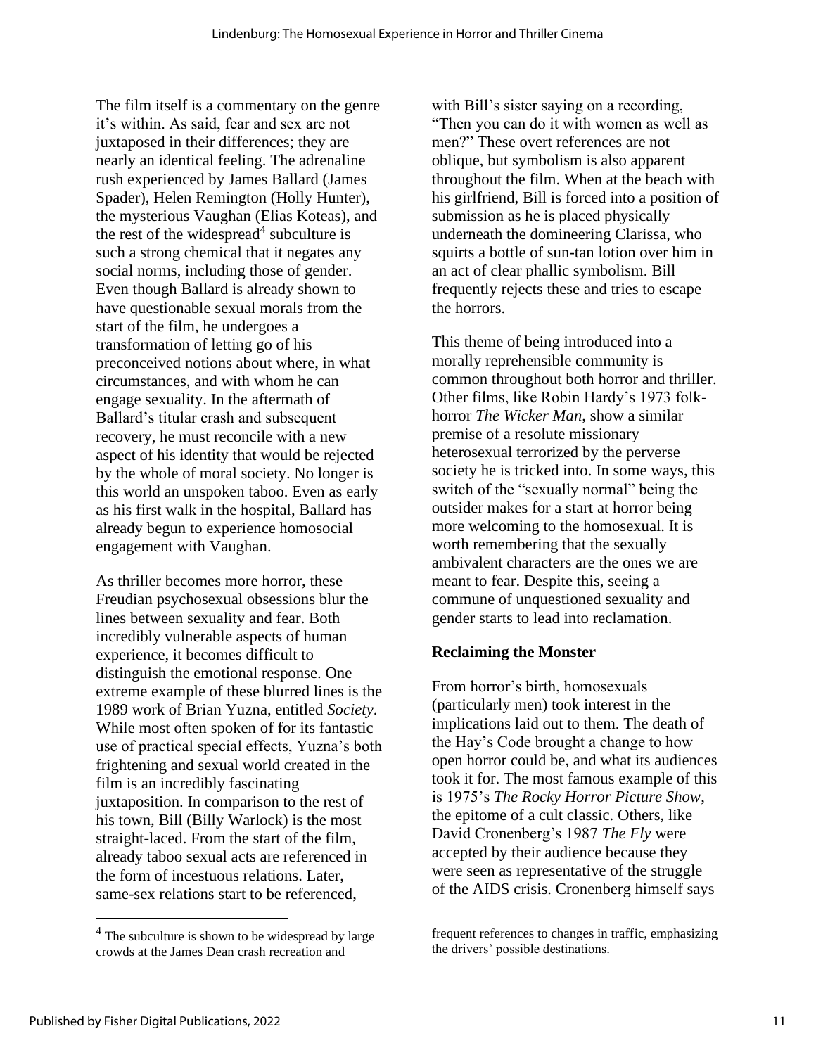The film itself is a commentary on the genre it's within. As said, fear and sex are not juxtaposed in their differences; they are nearly an identical feeling. The adrenaline rush experienced by James Ballard (James Spader), Helen Remington (Holly Hunter), the mysterious Vaughan (Elias Koteas), and the rest of the widespread[4] subculture is such a strong chemical that it negates any social norms, including those of gender. Even though Ballard is already shown to have questionable sexual morals from the start of the film, he undergoes a transformation of letting go of his preconceived notions about where, in what circumstances, and with whom he can engage sexuality. In the aftermath of Ballard's titular crash and subsequent recovery, he must reconcile with a new aspect of his identity that would be rejected by the whole of moral society. No longer is this world an unspoken taboo. Even as early as his first walk in the hospital, Ballard has already begun to experience homosocial engagement with Vaughan.

As thriller becomes more horror, these Freudian psychosexual obsessions blur the lines between sexuality and fear. Both incredibly vulnerable aspects of human experience, it becomes difficult to distinguish the emotional response. One extreme example of these blurred lines is the 1989 work of Brian Yuzna, entitled *Society*. While most often spoken of for its fantastic use of practical special effects, Yuzna's both frightening and sexual world created in the film is an incredibly fascinating juxtaposition. In comparison to the rest of his town, Bill (Billy Warlock) is the most straight-laced. From the start of the film, already taboo sexual acts are referenced in the form of incestuous relations. Later, same-sex relations start to be referenced, with Bill's sister saying on a recording, "Then you can do it with women as well as men?" These overt references are not oblique, but symbolism is also apparent throughout the film. When at the beach with his girlfriend, Bill is forced into a position of submission as he is placed physically underneath the domineering Clarissa, who squirts a bottle of sun-tan lotion over him in an act of clear phallic symbolism. Bill frequently rejects these and tries to escape the horrors.

This theme of being introduced into a morally reprehensible community is common throughout both horror and thriller. Other films, like Robin Hardy's 1973 folk-horror *The Wicker Man*, show a similar premise of a resolute missionary heterosexual terrorized by the perverse society he is tricked into. In some ways, this switch of the "sexually normal" being the outsider makes for a start at horror being more welcoming to the homosexual. It is worth remembering that the sexually ambivalent characters are the ones we are meant to fear. Despite this, seeing a commune of unquestioned sexuality and gender starts to lead into reclamation.

### Reclaiming the Monster

From horror's birth, homosexuals (particularly men) took interest in the implications laid out to them. The death of the Hay's Code brought a change to how open horror could be, and what its audiences took it for. The most famous example of this is 1975's *The Rocky Horror Picture Show*, the epitome of a cult classic. Others, like David Cronenberg's 1987 *The Fly* were accepted by their audience because they were seen as representative of the struggle of the AIDS crisis. Cronenberg himself says

---

[4] The subculture is shown to be widespread by large crowds at the James Dean crash recreation and frequent references to changes in traffic, emphasizing the drivers' possible destinations.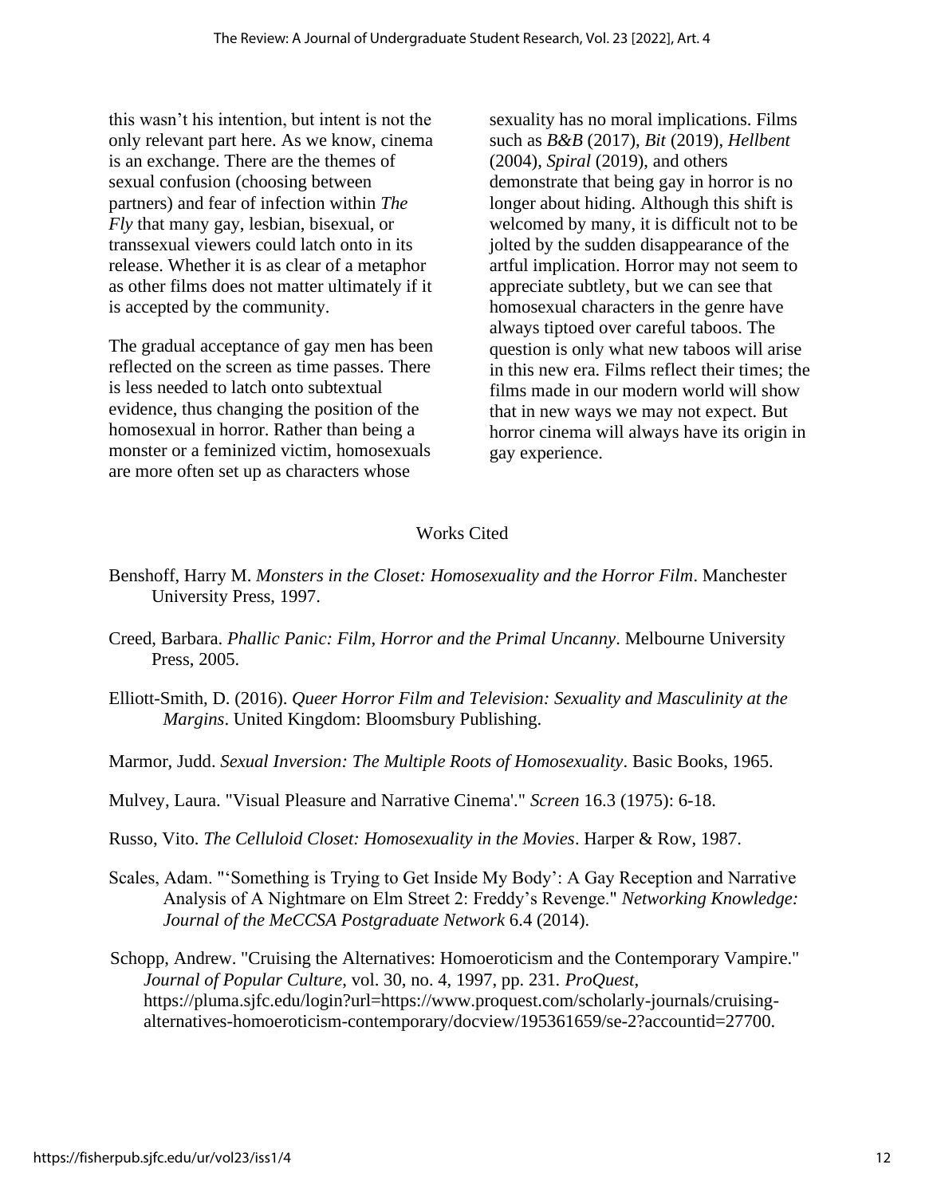this wasn't his intention, but intent is not the only relevant part here. As we know, cinema is an exchange. There are the themes of sexual confusion (choosing between partners) and fear of infection within *The Fly* that many gay, lesbian, bisexual, or transsexual viewers could latch onto in its release. Whether it is as clear of a metaphor as other films does not matter ultimately if it is accepted by the community.

The gradual acceptance of gay men has been reflected on the screen as time passes. There is less needed to latch onto subtextual evidence, thus changing the position of the homosexual in horror. Rather than being a monster or a feminized victim, homosexuals are more often set up as characters whose sexuality has no moral implications. Films such as *B&B* (2017), *Bit* (2019), *Hellbent* (2004), *Spiral* (2019), and others demonstrate that being gay in horror is no longer about hiding. Although this shift is welcomed by many, it is difficult not to be jolted by the sudden disappearance of the artful implication. Horror may not seem to appreciate subtlety, but we can see that homosexual characters in the genre have always tiptoed over careful taboos. The question is only what new taboos will arise in this new era. Films reflect their times; the films made in our modern world will show that in new ways we may not expect. But horror cinema will always have its origin in gay experience.

## Works Cited

Benshoff, Harry M. *Monsters in the Closet: Homosexuality and the Horror Film*. Manchester University Press, 1997.

Creed, Barbara. *Phallic Panic: Film, Horror and the Primal Uncanny*. Melbourne University Press, 2005.

Elliott-Smith, D. (2016). *Queer Horror Film and Television: Sexuality and Masculinity at the Margins*. United Kingdom: Bloomsbury Publishing.

Marmor, Judd. *Sexual Inversion: The Multiple Roots of Homosexuality*. Basic Books, 1965.

Mulvey, Laura. "Visual Pleasure and Narrative Cinema'." *Screen* 16.3 (1975): 6-18.

Russo, Vito. *The Celluloid Closet: Homosexuality in the Movies*. Harper & Row, 1987.

Scales, Adam. "'Something is Trying to Get Inside My Body': A Gay Reception and Narrative Analysis of A Nightmare on Elm Street 2: Freddy's Revenge." *Networking Knowledge: Journal of the MeCCSA Postgraduate Network* 6.4 (2014).

Schopp, Andrew. "Cruising the Alternatives: Homoeroticism and the Contemporary Vampire." *Journal of Popular Culture*, vol. 30, no. 4, 1997, pp. 231. *ProQuest*, https://pluma.sjfc.edu/login?url=https://www.proquest.com/scholarly-journals/cruising-alternatives-homoeroticism-contemporary/docview/195361659/se-2?accountid=27700.